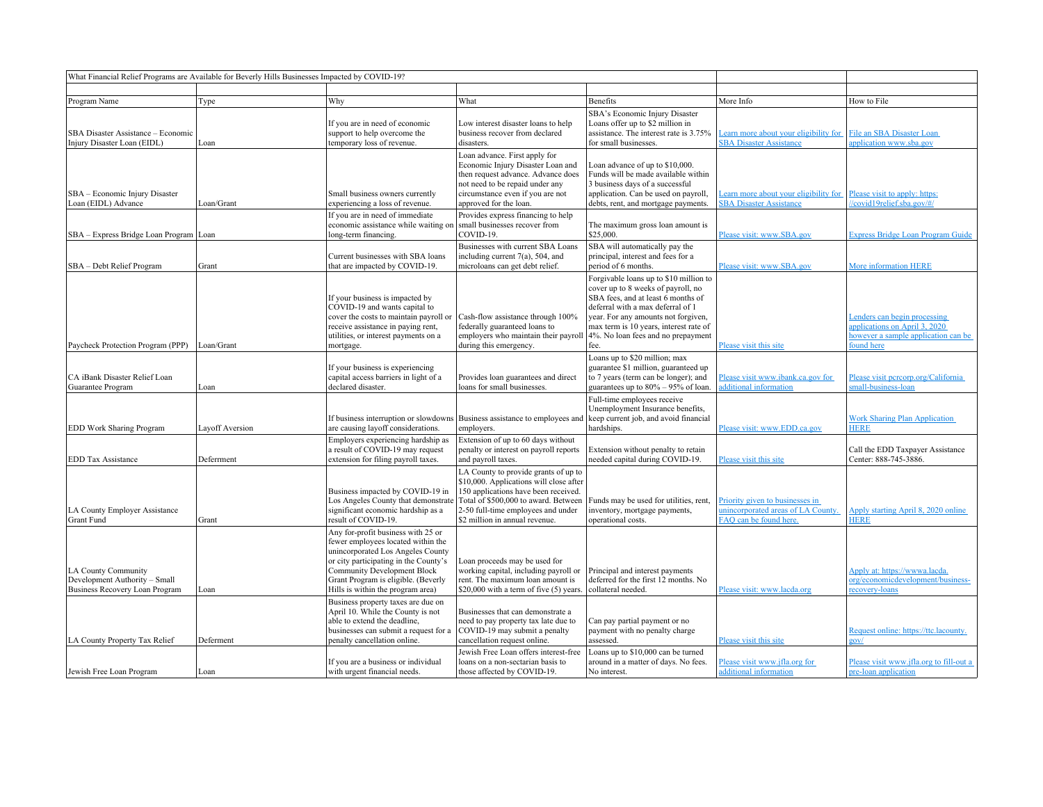What Financial Relief Programs are Available for Beverly Hills Businesses Impacted by COVID-19?

| Program Name | Type | Why | What | Benefits | More Info | How to File |
|---|---|---|---|---|---|---|
| SBA Disaster Assistance – Economic Injury Disaster Loan (EIDL) | Loan | If you are in need of economic support to help overcome the temporary loss of revenue. | Low interest disaster loans to help business recover from declared disasters. | SBA's Economic Injury Disaster Loans offer up to $2 million in assistance. The interest rate is 3.75% for small businesses. | Learn more about your eligibility for SBA Disaster Assistance | File an SBA Disaster Loan application www.sba.gov |
| SBA – Economic Injury Disaster Loan (EIDL) Advance | Loan/Grant | Small business owners currently experiencing a loss of revenue. | Loan advance. First apply for Economic Injury Disaster Loan and then request advance. Advance does not need to be repaid under any circumstance even if you are not approved for the loan. | Loan advance of up to $10,000. Funds will be made available within 3 business days of a successful application. Can be used on payroll, debts, rent, and mortgage payments. | Learn more about your eligibility for SBA Disaster Assistance | Please visit to apply: https://covid19relief.sba.gov/#/ |
| SBA – Express Bridge Loan Program | Loan | If you are in need of immediate economic assistance while waiting on long-term financing. | Provides express financing to help small businesses recover from COVID-19. | The maximum gross loan amount is $25,000. | Please visit: www.SBA.gov | Express Bridge Loan Program Guide |
| SBA – Debt Relief Program | Grant | Current businesses with SBA loans that are impacted by COVID-19. | Businesses with current SBA Loans including current 7(a), 504, and microloans can get debt relief. | SBA will automatically pay the principal, interest and fees for a period of 6 months. | Please visit: www.SBA.gov | More information HERE |
| Paycheck Protection Program (PPP) | Loan/Grant | If your business is impacted by COVID-19 and wants capital to cover the costs to maintain payroll or receive assistance in paying rent, utilities, or interest payments on a mortgage. | Cash-flow assistance through 100% federally guaranteed loans to employers who maintain their payroll during this emergency. | Forgivable loans up to $10 million to cover up to 8 weeks of payroll, no SBA fees, and at least 6 months of deferral with a max deferral of 1 year. For any amounts not forgiven, max term is 10 years, interest rate of 4%. No loan fees and no prepayment fee. | Please visit this site | Lenders can begin processing applications on April 3, 2020 however a sample application can be found here |
| CA iBank Disaster Relief Loan Guarantee Program | Loan | If your business is experiencing capital access barriers in light of a declared disaster. | Provides loan guarantees and direct loans for small businesses. | Loans up to $20 million; max guarantee $1 million, guaranteed up to 7 years (term can be longer); and guarantees up to 80% – 95% of loan. | Please visit www.ibank.ca.gov for additional information | Please visit pcrcorp.org/California small-business-loan |
| EDD Work Sharing Program | Layoff Aversion | If business interruption or slowdowns are causing layoff considerations. | Business assistance to employees and employers. | Full-time employees receive Unemployment Insurance benefits, keep current job, and avoid financial hardships. | Please visit: www.EDD.ca.gov | Work Sharing Plan Application HERE |
| EDD Tax Assistance | Deferrment | Employers experiencing hardship as a result of COVID-19 may request extension for filing payroll taxes. | Extension of up to 60 days without penalty or interest on payroll reports and payroll taxes. | Extension without penalty to retain needed capital during COVID-19. | Please visit this site | Call the EDD Taxpayer Assistance Center: 888-745-3886. |
| LA County Employer Assistance Grant Fund | Grant | Business impacted by COVID-19 in Los Angeles County that demonstrate significant economic hardship as a result of COVID-19. | LA County to provide grants of up to $10,000. Applications will close after 150 applications have been received. Total of $500,000 to award. Between 2-50 full-time employees and under $2 million in annual revenue. | Funds may be used for utilities, rent, inventory, mortgage payments, operational costs. | Priority given to businesses in unincorporated areas of LA County. FAQ can be found here. | Apply starting April 8, 2020 online HERE |
| LA County Community Development Authority – Small Business Recovery Loan Program | Loan | Any for-profit business with 25 or fewer employees located within the unincorporated Los Angeles County or city participating in the County's Community Development Block Grant Program is eligible. (Beverly Hills is within the program area) | Loan proceeds may be used for working capital, including payroll or rent. The maximum loan amount is $20,000 with a term of five (5) years. | Principal and interest payments deferred for the first 12 months. No collateral needed. | Please visit: www.lacda.org | Apply at: https://wwwa.lacda.org/economicdevelopment/business-recovery-loans |
| LA County Property Tax Relief | Deferment | Business property taxes are due on April 10. While the County is not able to extend the deadline, businesses can submit a request for a penalty cancellation online. | Businesses that can demonstrate a need to pay property tax late due to COVID-19 may submit a penalty cancellation request online. | Can pay partial payment or no payment with no penalty charge assessed. | Please visit this site | Request online: https://ttc.lacounty.gov/ |
| Jewish Free Loan Program | Loan | If you are a business or individual with urgent financial needs. | Jewish Free Loan offers interest-free loans on a non-sectarian basis to those affected by COVID-19. | Loans up to $10,000 can be turned around in a matter of days. No fees. No interest. | Please visit www.jfla.org for additional information | Please visit www.jfla.org to fill-out a pre-loan application |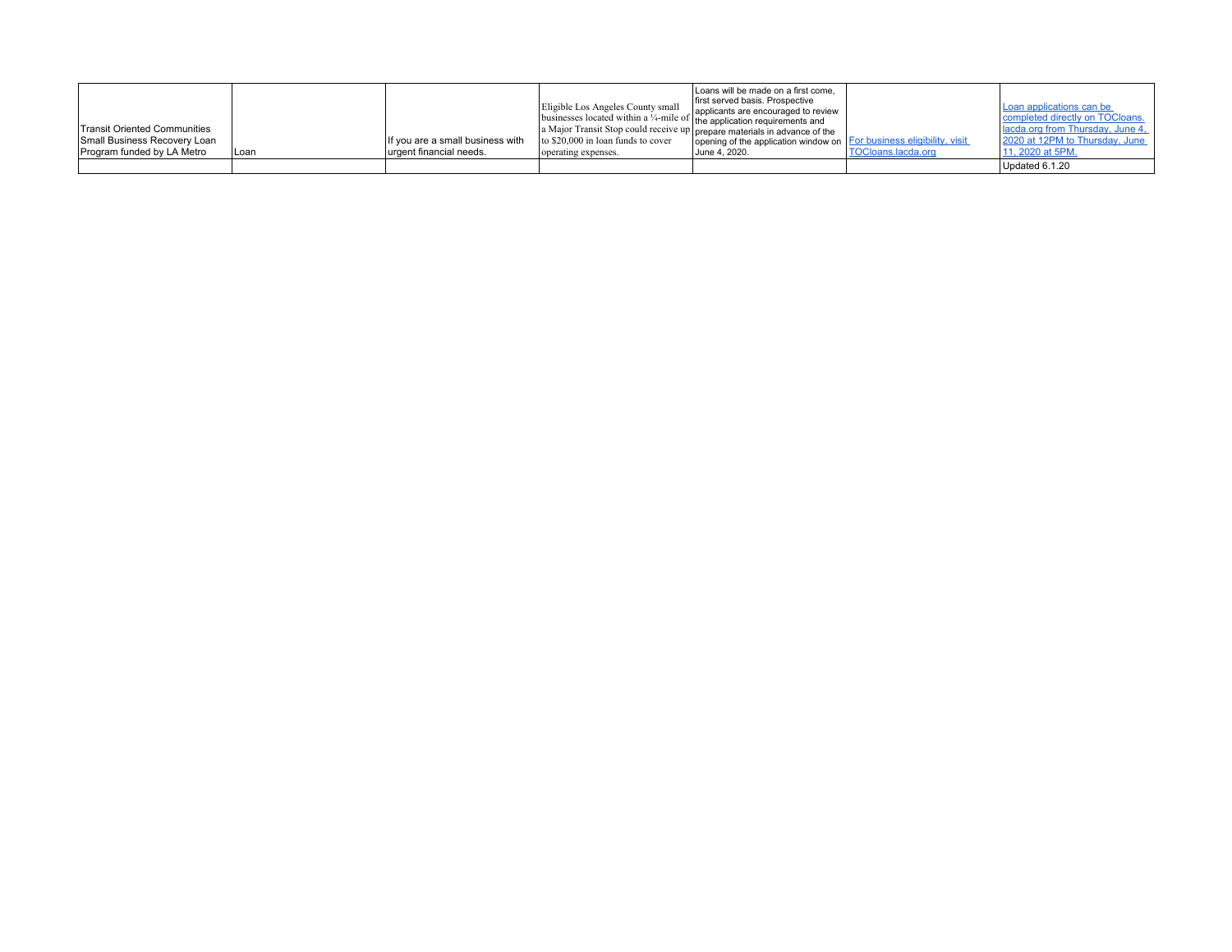| | | | | | | |
|---|---|---|---|---|---|---|
| Transit Oriented Communities Small Business Recovery Loan Program funded by LA Metro | Loan | If you are a small business with urgent financial needs. | Eligible Los Angeles County small businesses located within a ¼-mile of a Major Transit Stop could receive up to $20,000 in loan funds to cover operating expenses. | Loans will be made on a first come, first served basis. Prospective applicants are encouraged to review the application requirements and prepare materials in advance of the opening of the application window on June 4, 2020. | For business eligibility, visit TOCloans.lacda.org | Loan applications can be completed directly on TOCloans.lacda.org from Thursday, June 4, 2020 at 12PM to Thursday, June 11, 2020 at 5PM. |
| | | | | | | Updated 6.1.20 |